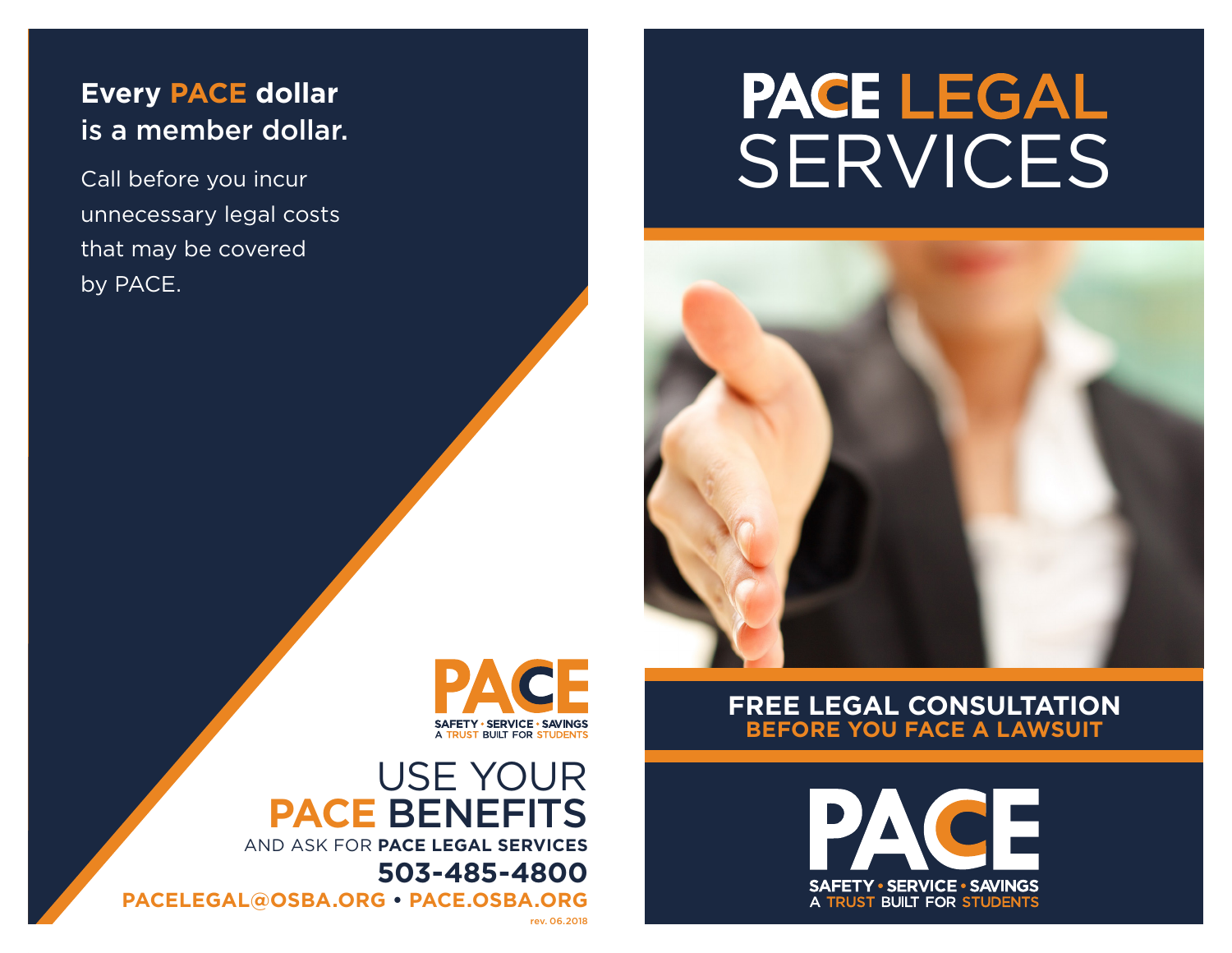**Every PACE dollar is a member dollar.**

Call before you incur unnecessary legal costs that may be covered by PACE.

PACE

SAFETY • SERVICE • SAVINGS
A TRUST BUILT FOR STUDENTS

# USE YOUR PACE BENEFITS

AND ASK FOR **PACE LEGAL SERVICES**

**503-485-4800**

**PACELEGAL@OSBA.ORG • PACE.OSBA.ORG**

rev. 06.2018

# PACE LEGAL SERVICES

## FREE LEGAL CONSULTATION BEFORE YOU FACE A LAWSUIT

PACE

SAFETY • SERVICE • SAVINGS
A TRUST BUILT FOR STUDENTS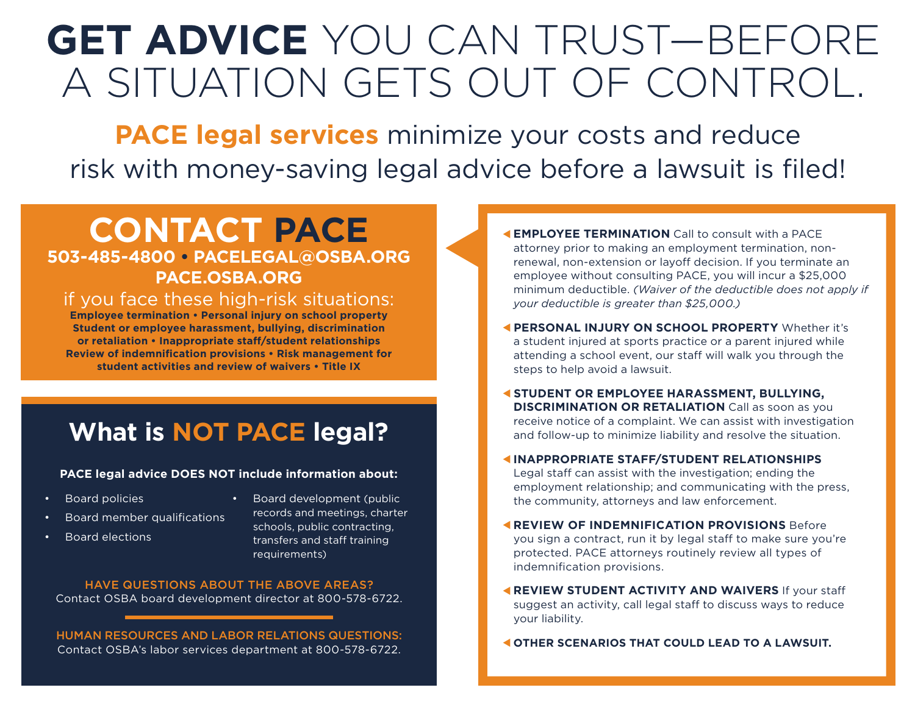# **GET ADVICE** YOU CAN TRUST—BEFORE A SITUATION GETS OUT OF CONTROL.

**PACE legal services** minimize your costs and reduce risk with money-saving legal advice before a lawsuit is filed!

## CONTACT PACE

**503-485-4800 • PACELEGAL@OSBA.ORG**
**PACE.OSBA.ORG**

if you face these high-risk situations:

**Employee termination • Personal injury on school property
Student or employee harassment, bullying, discrimination or retaliation • Inappropriate staff/student relationships
Review of indemnification provisions • Risk management for student activities and review of waivers • Title IX**

## What is NOT PACE legal?

**PACE legal advice DOES NOT include information about:**

- Board policies
- Board member qualifications
- Board elections
- Board development (public records and meetings, charter schools, public contracting, transfers and staff training requirements)

**HAVE QUESTIONS ABOUT THE ABOVE AREAS?**
Contact OSBA board development director at 800-578-6722.

**HUMAN RESOURCES AND LABOR RELATIONS QUESTIONS:**
Contact OSBA's labor services department at 800-578-6722.

- **EMPLOYEE TERMINATION** Call to consult with a PACE attorney prior to making an employment termination, non-renewal, non-extension or layoff decision. If you terminate an employee without consulting PACE, you will incur a $25,000 minimum deductible. *(Waiver of the deductible does not apply if your deductible is greater than $25,000.)*
- **PERSONAL INJURY ON SCHOOL PROPERTY** Whether it's a student injured at sports practice or a parent injured while attending a school event, our staff will walk you through the steps to help avoid a lawsuit.
- **STUDENT OR EMPLOYEE HARASSMENT, BULLYING, DISCRIMINATION OR RETALIATION** Call as soon as you receive notice of a complaint. We can assist with investigation and follow-up to minimize liability and resolve the situation.
- **INAPPROPRIATE STAFF/STUDENT RELATIONSHIPS** Legal staff can assist with the investigation; ending the employment relationship; and communicating with the press, the community, attorneys and law enforcement.
- **REVIEW OF INDEMNIFICATION PROVISIONS** Before you sign a contract, run it by legal staff to make sure you're protected. PACE attorneys routinely review all types of indemnification provisions.
- **REVIEW STUDENT ACTIVITY AND WAIVERS** If your staff suggest an activity, call legal staff to discuss ways to reduce your liability.
- **OTHER SCENARIOS THAT COULD LEAD TO A LAWSUIT.**